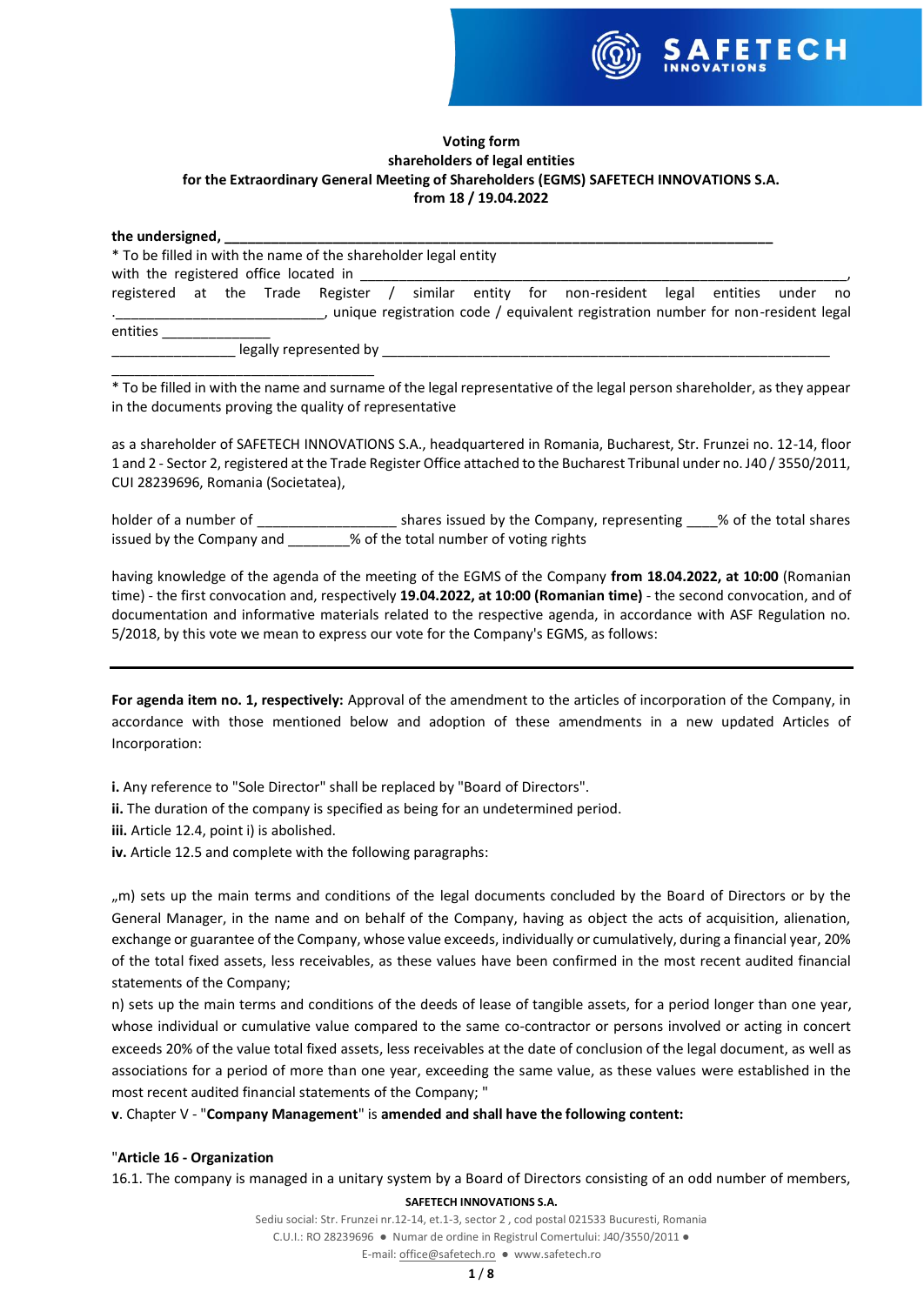**Voting form**
**shareholders of legal entities**
**for the Extraordinary General Meeting of Shareholders (EGMS) SAFETECH INNOVATIONS S.A.**
**from 18 / 19.04.2022**

**the undersigned, ___________________________________________________________________________**
* To be filled in with the name of the shareholder legal entity
with the registered office located in ________________________________________________________________,
registered at the Trade Register / similar entity for non-resident legal entities under no .___________________________, unique registration code / equivalent registration number for non-resident legal entities ______________
________________ legally represented by ____________________________________________________________
__________________________________
* To be filled in with the name and surname of the legal representative of the legal person shareholder, as they appear in the documents proving the quality of representative

as a shareholder of SAFETECH INNOVATIONS S.A., headquartered in Romania, Bucharest, Str. Frunzei no. 12-14, floor 1 and 2 - Sector 2, registered at the Trade Register Office attached to the Bucharest Tribunal under no. J40 / 3550/2011, CUI 28239696, Romania (Societatea),

holder of a number of __________________ shares issued by the Company, representing ____% of the total shares issued by the Company and ________% of the total number of voting rights

having knowledge of the agenda of the meeting of the EGMS of the Company **from 18.04.2022, at 10:00** (Romanian time) - the first convocation and, respectively **19.04.2022, at 10:00 (Romanian time)** - the second convocation, and of documentation and informative materials related to the respective agenda, in accordance with ASF Regulation no. 5/2018, by this vote we mean to express our vote for the Company's EGMS, as follows:

---

**For agenda item no. 1, respectively:** Approval of the amendment to the articles of incorporation of the Company, in accordance with those mentioned below and adoption of these amendments in a new updated Articles of Incorporation:

**i.** Any reference to "Sole Director" shall be replaced by "Board of Directors".
**ii.** The duration of the company is specified as being for an undetermined period.
**iii.** Article 12.4, point i) is abolished.
**iv.** Article 12.5 and complete with the following paragraphs:

„m) sets up the main terms and conditions of the legal documents concluded by the Board of Directors or by the General Manager, in the name and on behalf of the Company, having as object the acts of acquisition, alienation, exchange or guarantee of the Company, whose value exceeds, individually or cumulatively, during a financial year, 20% of the total fixed assets, less receivables, as these values have been confirmed in the most recent audited financial statements of the Company;
n) sets up the main terms and conditions of the deeds of lease of tangible assets, for a period longer than one year, whose individual or cumulative value compared to the same co-contractor or persons involved or acting in concert exceeds 20% of the value total fixed assets, less receivables at the date of conclusion of the legal document, as well as associations for a period of more than one year, exceeding the same value, as these values were established in the most recent audited financial statements of the Company; "
**v**. Chapter V - "**Company Management**" is **amended and shall have the following content:**

"**Article 16 - Organization**
16.1. The company is managed in a unitary system by a Board of Directors consisting of an odd number of members,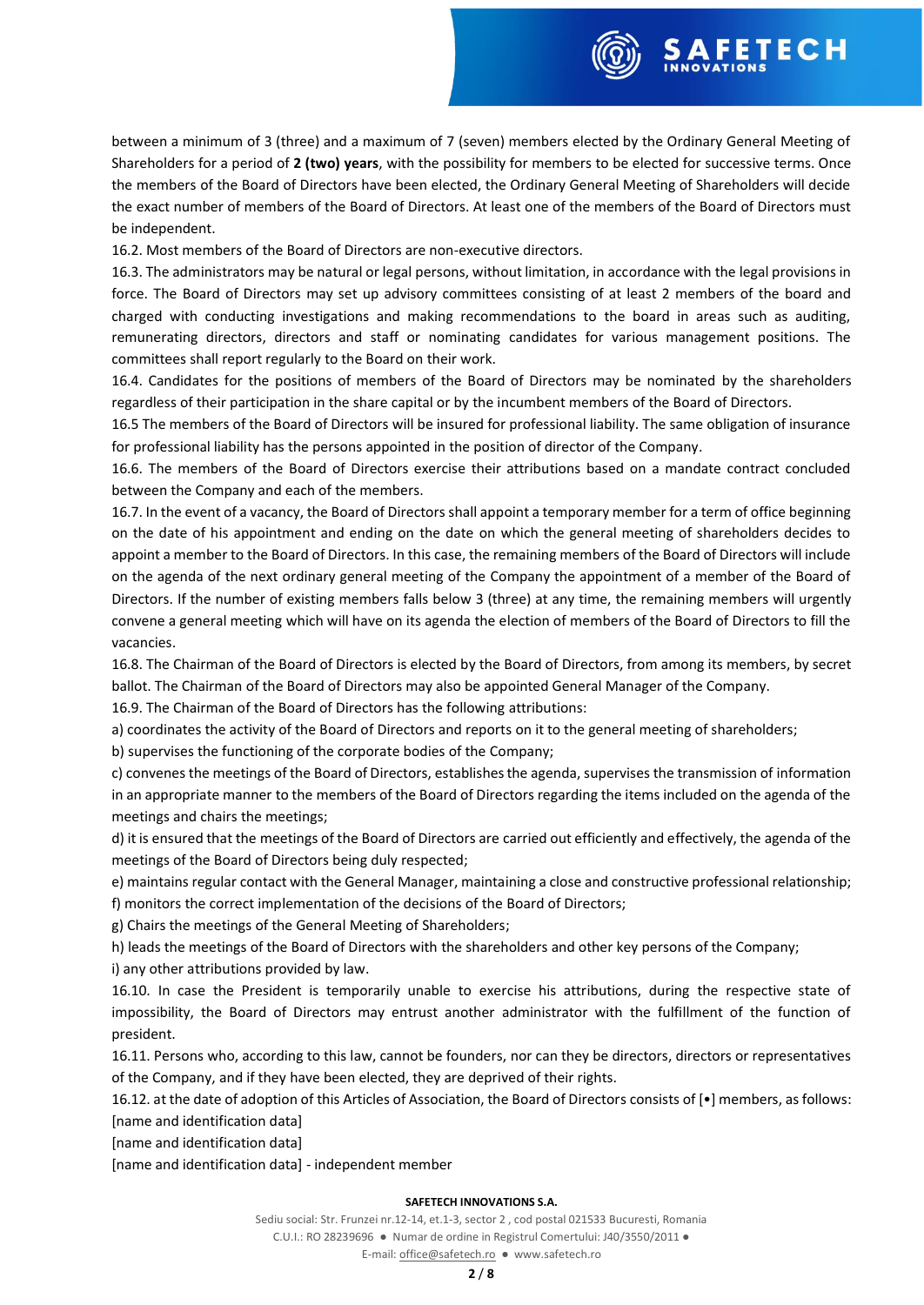between a minimum of 3 (three) and a maximum of 7 (seven) members elected by the Ordinary General Meeting of Shareholders for a period of **2 (two) years**, with the possibility for members to be elected for successive terms. Once the members of the Board of Directors have been elected, the Ordinary General Meeting of Shareholders will decide the exact number of members of the Board of Directors. At least one of the members of the Board of Directors must be independent.

16.2. Most members of the Board of Directors are non-executive directors.

16.3. The administrators may be natural or legal persons, without limitation, in accordance with the legal provisions in force. The Board of Directors may set up advisory committees consisting of at least 2 members of the board and charged with conducting investigations and making recommendations to the board in areas such as auditing, remunerating directors, directors and staff or nominating candidates for various management positions. The committees shall report regularly to the Board on their work.

16.4. Candidates for the positions of members of the Board of Directors may be nominated by the shareholders regardless of their participation in the share capital or by the incumbent members of the Board of Directors.

16.5 The members of the Board of Directors will be insured for professional liability. The same obligation of insurance for professional liability has the persons appointed in the position of director of the Company.

16.6. The members of the Board of Directors exercise their attributions based on a mandate contract concluded between the Company and each of the members.

16.7. In the event of a vacancy, the Board of Directors shall appoint a temporary member for a term of office beginning on the date of his appointment and ending on the date on which the general meeting of shareholders decides to appoint a member to the Board of Directors. In this case, the remaining members of the Board of Directors will include on the agenda of the next ordinary general meeting of the Company the appointment of a member of the Board of Directors. If the number of existing members falls below 3 (three) at any time, the remaining members will urgently convene a general meeting which will have on its agenda the election of members of the Board of Directors to fill the vacancies.

16.8. The Chairman of the Board of Directors is elected by the Board of Directors, from among its members, by secret ballot. The Chairman of the Board of Directors may also be appointed General Manager of the Company.

16.9. The Chairman of the Board of Directors has the following attributions:

a) coordinates the activity of the Board of Directors and reports on it to the general meeting of shareholders;

b) supervises the functioning of the corporate bodies of the Company;

c) convenes the meetings of the Board of Directors, establishes the agenda, supervises the transmission of information in an appropriate manner to the members of the Board of Directors regarding the items included on the agenda of the meetings and chairs the meetings;

d) it is ensured that the meetings of the Board of Directors are carried out efficiently and effectively, the agenda of the meetings of the Board of Directors being duly respected;

e) maintains regular contact with the General Manager, maintaining a close and constructive professional relationship;

f) monitors the correct implementation of the decisions of the Board of Directors;

g) Chairs the meetings of the General Meeting of Shareholders;

h) leads the meetings of the Board of Directors with the shareholders and other key persons of the Company;

i) any other attributions provided by law.

16.10. In case the President is temporarily unable to exercise his attributions, during the respective state of impossibility, the Board of Directors may entrust another administrator with the fulfillment of the function of president.

16.11. Persons who, according to this law, cannot be founders, nor can they be directors, directors or representatives of the Company, and if they have been elected, they are deprived of their rights.

16.12. at the date of adoption of this Articles of Association, the Board of Directors consists of [•] members, as follows:

[name and identification data]

[name and identification data]

[name and identification data] - independent member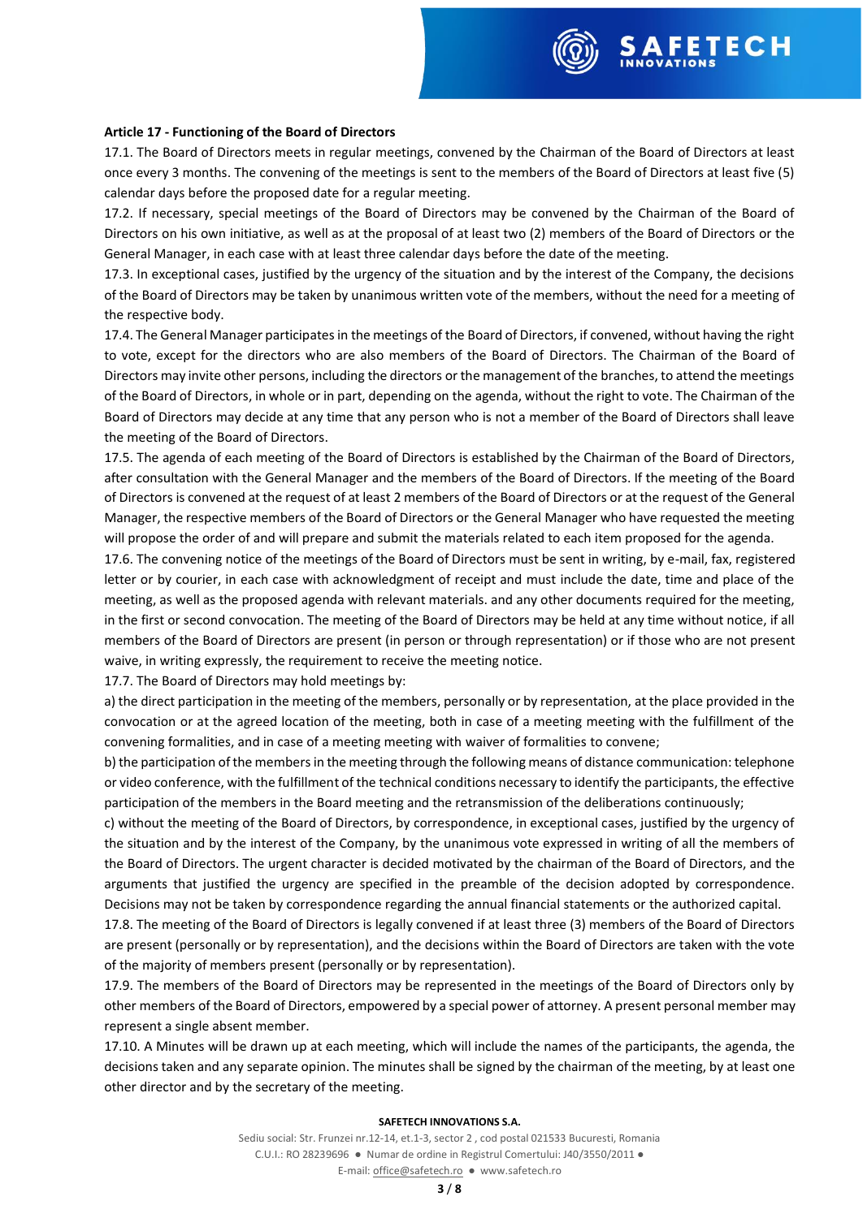**Article 17 - Functioning of the Board of Directors**

17.1. The Board of Directors meets in regular meetings, convened by the Chairman of the Board of Directors at least once every 3 months. The convening of the meetings is sent to the members of the Board of Directors at least five (5) calendar days before the proposed date for a regular meeting.

17.2. If necessary, special meetings of the Board of Directors may be convened by the Chairman of the Board of Directors on his own initiative, as well as at the proposal of at least two (2) members of the Board of Directors or the General Manager, in each case with at least three calendar days before the date of the meeting.

17.3. In exceptional cases, justified by the urgency of the situation and by the interest of the Company, the decisions of the Board of Directors may be taken by unanimous written vote of the members, without the need for a meeting of the respective body.

17.4. The General Manager participates in the meetings of the Board of Directors, if convened, without having the right to vote, except for the directors who are also members of the Board of Directors. The Chairman of the Board of Directors may invite other persons, including the directors or the management of the branches, to attend the meetings of the Board of Directors, in whole or in part, depending on the agenda, without the right to vote. The Chairman of the Board of Directors may decide at any time that any person who is not a member of the Board of Directors shall leave the meeting of the Board of Directors.

17.5. The agenda of each meeting of the Board of Directors is established by the Chairman of the Board of Directors, after consultation with the General Manager and the members of the Board of Directors. If the meeting of the Board of Directors is convened at the request of at least 2 members of the Board of Directors or at the request of the General Manager, the respective members of the Board of Directors or the General Manager who have requested the meeting will propose the order of and will prepare and submit the materials related to each item proposed for the agenda.

17.6. The convening notice of the meetings of the Board of Directors must be sent in writing, by e-mail, fax, registered letter or by courier, in each case with acknowledgment of receipt and must include the date, time and place of the meeting, as well as the proposed agenda with relevant materials. and any other documents required for the meeting, in the first or second convocation. The meeting of the Board of Directors may be held at any time without notice, if all members of the Board of Directors are present (in person or through representation) or if those who are not present waive, in writing expressly, the requirement to receive the meeting notice.

17.7. The Board of Directors may hold meetings by:

a) the direct participation in the meeting of the members, personally or by representation, at the place provided in the convocation or at the agreed location of the meeting, both in case of a meeting meeting with the fulfillment of the convening formalities, and in case of a meeting meeting with waiver of formalities to convene;

b) the participation of the members in the meeting through the following means of distance communication: telephone or video conference, with the fulfillment of the technical conditions necessary to identify the participants, the effective participation of the members in the Board meeting and the retransmission of the deliberations continuously;

c) without the meeting of the Board of Directors, by correspondence, in exceptional cases, justified by the urgency of the situation and by the interest of the Company, by the unanimous vote expressed in writing of all the members of the Board of Directors. The urgent character is decided motivated by the chairman of the Board of Directors, and the arguments that justified the urgency are specified in the preamble of the decision adopted by correspondence. Decisions may not be taken by correspondence regarding the annual financial statements or the authorized capital.

17.8. The meeting of the Board of Directors is legally convened if at least three (3) members of the Board of Directors are present (personally or by representation), and the decisions within the Board of Directors are taken with the vote of the majority of members present (personally or by representation).

17.9. The members of the Board of Directors may be represented in the meetings of the Board of Directors only by other members of the Board of Directors, empowered by a special power of attorney. A present personal member may represent a single absent member.

17.10. A Minutes will be drawn up at each meeting, which will include the names of the participants, the agenda, the decisions taken and any separate opinion. The minutes shall be signed by the chairman of the meeting, by at least one other director and by the secretary of the meeting.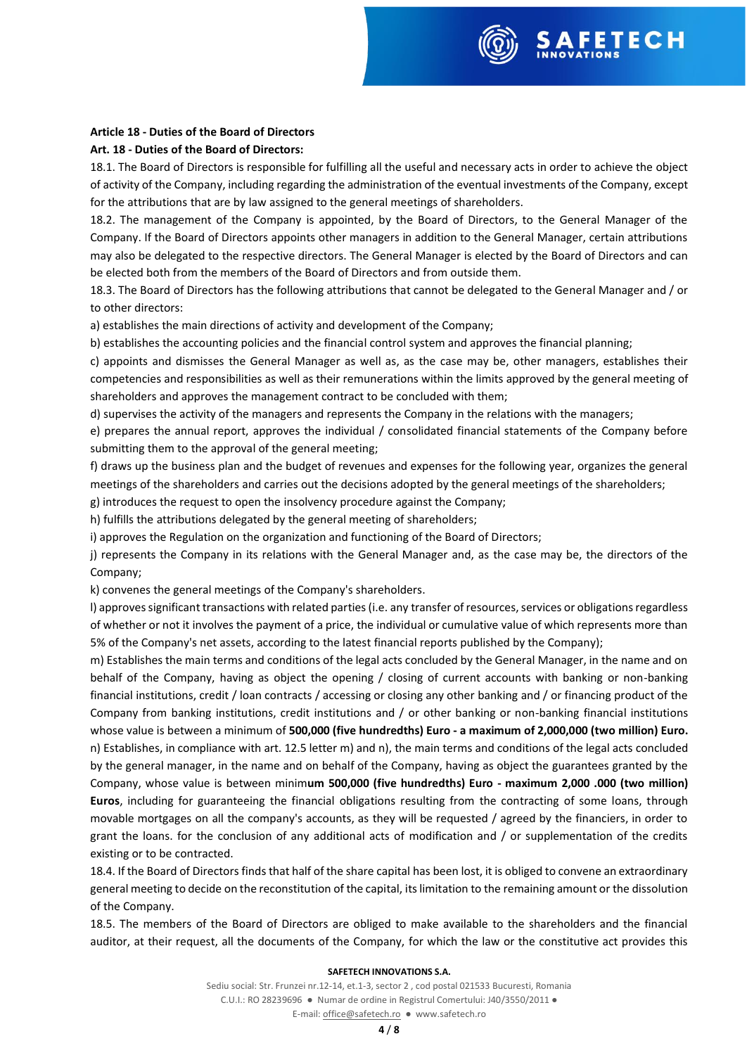**Article 18 - Duties of the Board of Directors**

**Art. 18 - Duties of the Board of Directors:**

18.1. The Board of Directors is responsible for fulfilling all the useful and necessary acts in order to achieve the object of activity of the Company, including regarding the administration of the eventual investments of the Company, except for the attributions that are by law assigned to the general meetings of shareholders.

18.2. The management of the Company is appointed, by the Board of Directors, to the General Manager of the Company. If the Board of Directors appoints other managers in addition to the General Manager, certain attributions may also be delegated to the respective directors. The General Manager is elected by the Board of Directors and can be elected both from the members of the Board of Directors and from outside them.

18.3. The Board of Directors has the following attributions that cannot be delegated to the General Manager and / or to other directors:

a) establishes the main directions of activity and development of the Company;

b) establishes the accounting policies and the financial control system and approves the financial planning;

c) appoints and dismisses the General Manager as well as, as the case may be, other managers, establishes their competencies and responsibilities as well as their remunerations within the limits approved by the general meeting of shareholders and approves the management contract to be concluded with them;

d) supervises the activity of the managers and represents the Company in the relations with the managers;

e) prepares the annual report, approves the individual / consolidated financial statements of the Company before submitting them to the approval of the general meeting;

f) draws up the business plan and the budget of revenues and expenses for the following year, organizes the general meetings of the shareholders and carries out the decisions adopted by the general meetings of the shareholders;

g) introduces the request to open the insolvency procedure against the Company;

h) fulfills the attributions delegated by the general meeting of shareholders;

i) approves the Regulation on the organization and functioning of the Board of Directors;

j) represents the Company in its relations with the General Manager and, as the case may be, the directors of the Company;

k) convenes the general meetings of the Company's shareholders.

l) approves significant transactions with related parties (i.e. any transfer of resources, services or obligations regardless of whether or not it involves the payment of a price, the individual or cumulative value of which represents more than 5% of the Company's net assets, according to the latest financial reports published by the Company);

m) Establishes the main terms and conditions of the legal acts concluded by the General Manager, in the name and on behalf of the Company, having as object the opening / closing of current accounts with banking or non-banking financial institutions, credit / loan contracts / accessing or closing any other banking and / or financing product of the Company from banking institutions, credit institutions and / or other banking or non-banking financial institutions whose value is between a minimum of **500,000 (five hundredths) Euro - a maximum of 2,000,000 (two million) Euro.**

n) Establishes, in compliance with art. 12.5 letter m) and n), the main terms and conditions of the legal acts concluded by the general manager, in the name and on behalf of the Company, having as object the guarantees granted by the Company, whose value is between minim**um 500,000 (five hundredths) Euro - maximum 2,000 .000 (two million) Euros**, including for guaranteeing the financial obligations resulting from the contracting of some loans, through movable mortgages on all the company's accounts, as they will be requested / agreed by the financiers, in order to grant the loans. for the conclusion of any additional acts of modification and / or supplementation of the credits existing or to be contracted.

18.4. If the Board of Directors finds that half of the share capital has been lost, it is obliged to convene an extraordinary general meeting to decide on the reconstitution of the capital, its limitation to the remaining amount or the dissolution of the Company.

18.5. The members of the Board of Directors are obliged to make available to the shareholders and the financial auditor, at their request, all the documents of the Company, for which the law or the constitutive act provides this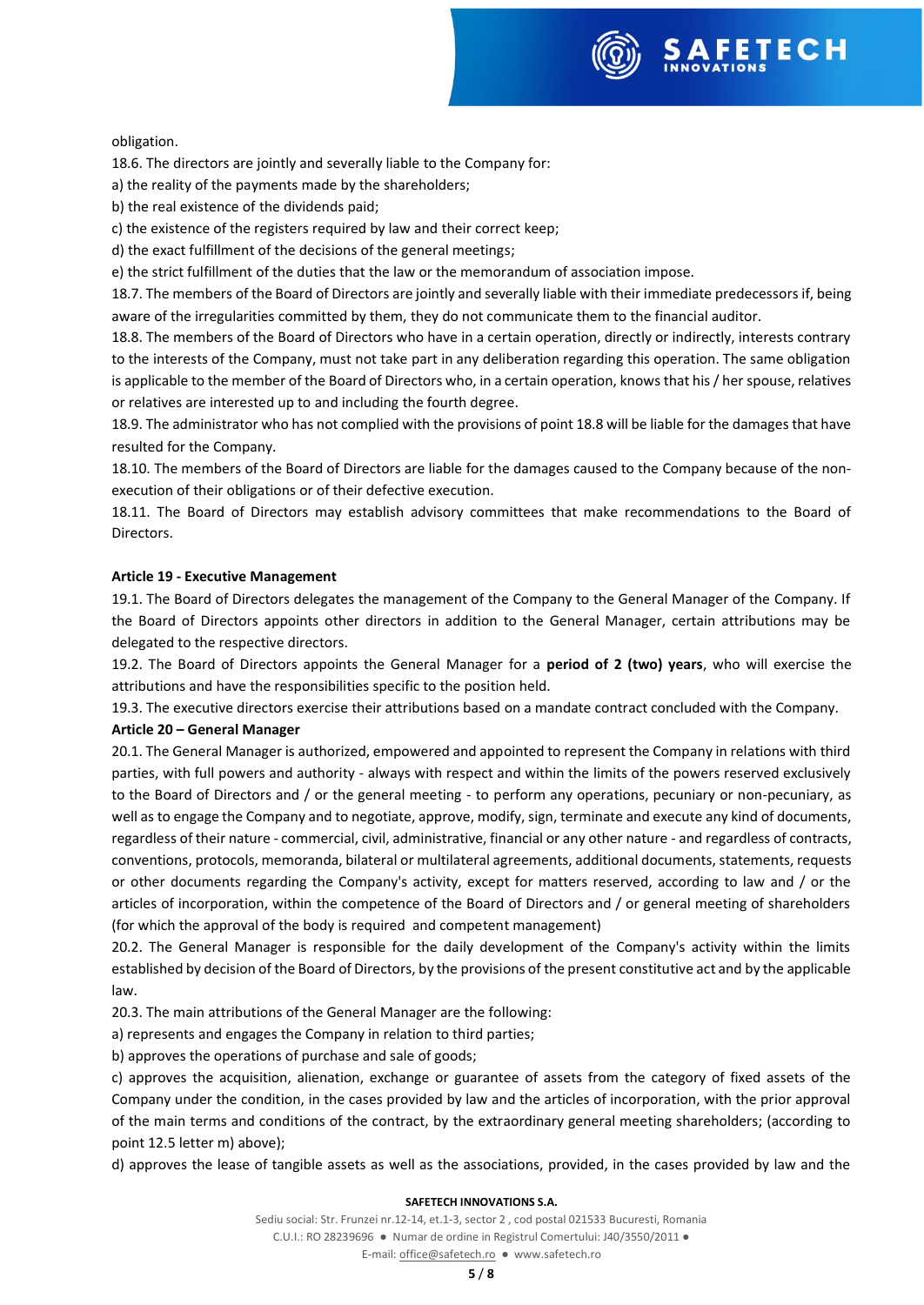obligation.

18.6. The directors are jointly and severally liable to the Company for:

a) the reality of the payments made by the shareholders;

b) the real existence of the dividends paid;

c) the existence of the registers required by law and their correct keep;

d) the exact fulfillment of the decisions of the general meetings;

e) the strict fulfillment of the duties that the law or the memorandum of association impose.

18.7. The members of the Board of Directors are jointly and severally liable with their immediate predecessors if, being aware of the irregularities committed by them, they do not communicate them to the financial auditor.

18.8. The members of the Board of Directors who have in a certain operation, directly or indirectly, interests contrary to the interests of the Company, must not take part in any deliberation regarding this operation. The same obligation is applicable to the member of the Board of Directors who, in a certain operation, knows that his / her spouse, relatives or relatives are interested up to and including the fourth degree.

18.9. The administrator who has not complied with the provisions of point 18.8 will be liable for the damages that have resulted for the Company.

18.10. The members of the Board of Directors are liable for the damages caused to the Company because of the non-execution of their obligations or of their defective execution.

18.11. The Board of Directors may establish advisory committees that make recommendations to the Board of Directors.

**Article 19 - Executive Management**

19.1. The Board of Directors delegates the management of the Company to the General Manager of the Company. If the Board of Directors appoints other directors in addition to the General Manager, certain attributions may be delegated to the respective directors.

19.2. The Board of Directors appoints the General Manager for a **period of 2 (two) years**, who will exercise the attributions and have the responsibilities specific to the position held.

19.3. The executive directors exercise their attributions based on a mandate contract concluded with the Company.

**Article 20 – General Manager**

20.1. The General Manager is authorized, empowered and appointed to represent the Company in relations with third parties, with full powers and authority - always with respect and within the limits of the powers reserved exclusively to the Board of Directors and / or the general meeting - to perform any operations, pecuniary or non-pecuniary, as well as to engage the Company and to negotiate, approve, modify, sign, terminate and execute any kind of documents, regardless of their nature - commercial, civil, administrative, financial or any other nature - and regardless of contracts, conventions, protocols, memoranda, bilateral or multilateral agreements, additional documents, statements, requests or other documents regarding the Company's activity, except for matters reserved, according to law and / or the articles of incorporation, within the competence of the Board of Directors and / or general meeting of shareholders (for which the approval of the body is required and competent management)

20.2. The General Manager is responsible for the daily development of the Company's activity within the limits established by decision of the Board of Directors, by the provisions of the present constitutive act and by the applicable law.

20.3. The main attributions of the General Manager are the following:

a) represents and engages the Company in relation to third parties;

b) approves the operations of purchase and sale of goods;

c) approves the acquisition, alienation, exchange or guarantee of assets from the category of fixed assets of the Company under the condition, in the cases provided by law and the articles of incorporation, with the prior approval of the main terms and conditions of the contract, by the extraordinary general meeting shareholders; (according to point 12.5 letter m) above);

d) approves the lease of tangible assets as well as the associations, provided, in the cases provided by law and the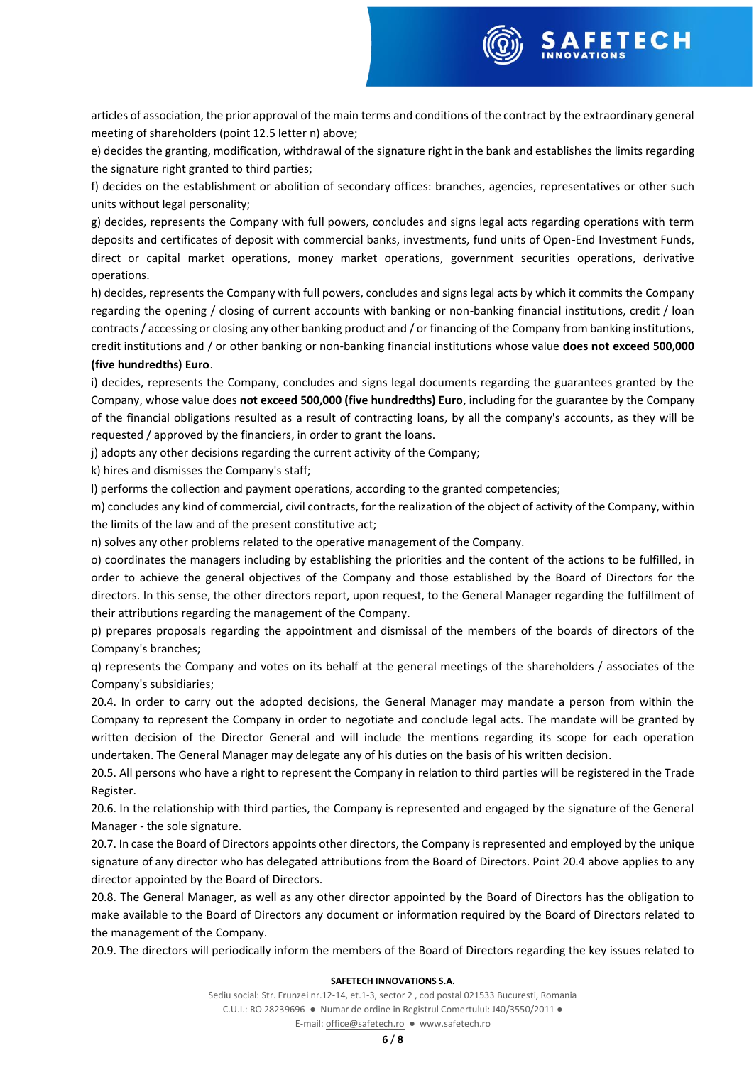articles of association, the prior approval of the main terms and conditions of the contract by the extraordinary general meeting of shareholders (point 12.5 letter n) above;

e) decides the granting, modification, withdrawal of the signature right in the bank and establishes the limits regarding the signature right granted to third parties;

f) decides on the establishment or abolition of secondary offices: branches, agencies, representatives or other such units without legal personality;

g) decides, represents the Company with full powers, concludes and signs legal acts regarding operations with term deposits and certificates of deposit with commercial banks, investments, fund units of Open-End Investment Funds, direct or capital market operations, money market operations, government securities operations, derivative operations.

h) decides, represents the Company with full powers, concludes and signs legal acts by which it commits the Company regarding the opening / closing of current accounts with banking or non-banking financial institutions, credit / loan contracts / accessing or closing any other banking product and / or financing of the Company from banking institutions, credit institutions and / or other banking or non-banking financial institutions whose value **does not exceed 500,000 (five hundredths) Euro**.

i) decides, represents the Company, concludes and signs legal documents regarding the guarantees granted by the Company, whose value does **not exceed 500,000 (five hundredths) Euro**, including for the guarantee by the Company of the financial obligations resulted as a result of contracting loans, by all the company's accounts, as they will be requested / approved by the financiers, in order to grant the loans.

j) adopts any other decisions regarding the current activity of the Company;

k) hires and dismisses the Company's staff;

l) performs the collection and payment operations, according to the granted competencies;

m) concludes any kind of commercial, civil contracts, for the realization of the object of activity of the Company, within the limits of the law and of the present constitutive act;

n) solves any other problems related to the operative management of the Company.

o) coordinates the managers including by establishing the priorities and the content of the actions to be fulfilled, in order to achieve the general objectives of the Company and those established by the Board of Directors for the directors. In this sense, the other directors report, upon request, to the General Manager regarding the fulfillment of their attributions regarding the management of the Company.

p) prepares proposals regarding the appointment and dismissal of the members of the boards of directors of the Company's branches;

q) represents the Company and votes on its behalf at the general meetings of the shareholders / associates of the Company's subsidiaries;

20.4. In order to carry out the adopted decisions, the General Manager may mandate a person from within the Company to represent the Company in order to negotiate and conclude legal acts. The mandate will be granted by written decision of the Director General and will include the mentions regarding its scope for each operation undertaken. The General Manager may delegate any of his duties on the basis of his written decision.

20.5. All persons who have a right to represent the Company in relation to third parties will be registered in the Trade Register.

20.6. In the relationship with third parties, the Company is represented and engaged by the signature of the General Manager - the sole signature.

20.7. In case the Board of Directors appoints other directors, the Company is represented and employed by the unique signature of any director who has delegated attributions from the Board of Directors. Point 20.4 above applies to any director appointed by the Board of Directors.

20.8. The General Manager, as well as any other director appointed by the Board of Directors has the obligation to make available to the Board of Directors any document or information required by the Board of Directors related to the management of the Company.

20.9. The directors will periodically inform the members of the Board of Directors regarding the key issues related to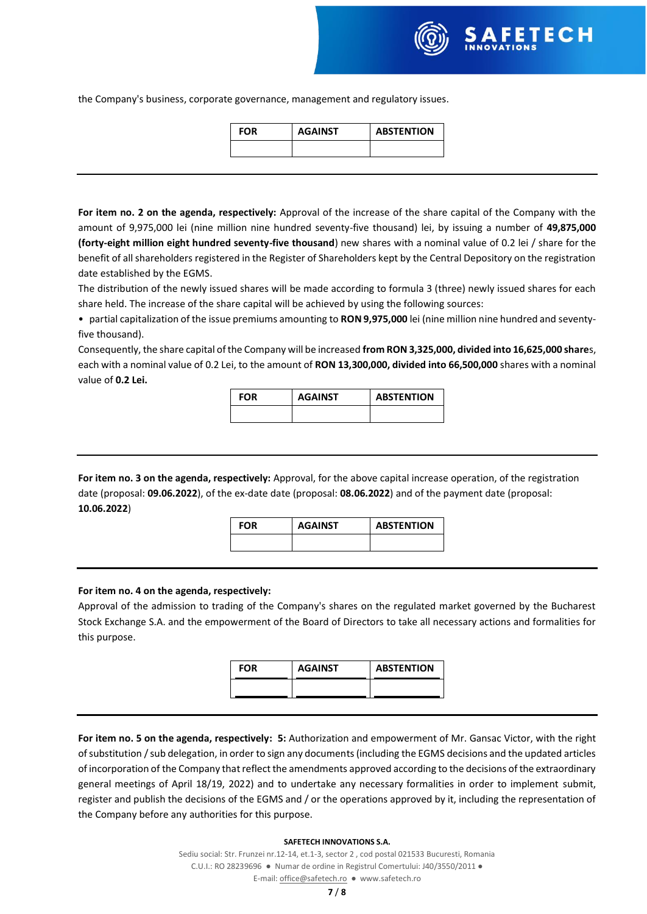the Company's business, corporate governance, management and regulatory issues.

| FOR | AGAINST | ABSTENTION |
|---|---|---|
| | | |

---

**For item no. 2 on the agenda, respectively:** Approval of the increase of the share capital of the Company with the amount of 9,975,000 lei (nine million nine hundred seventy-five thousand) lei, by issuing a number of **49,875,000 (forty-eight million eight hundred seventy-five thousand**) new shares with a nominal value of 0.2 lei / share for the benefit of all shareholders registered in the Register of Shareholders kept by the Central Depository on the registration date established by the EGMS.

The distribution of the newly issued shares will be made according to formula 3 (three) newly issued shares for each share held. The increase of the share capital will be achieved by using the following sources:

- partial capitalization of the issue premiums amounting to **RON 9,975,000** lei (nine million nine hundred and seventy-five thousand).

Consequently, the share capital of the Company will be increased **from RON 3,325,000, divided into 16,625,000 share**s, each with a nominal value of 0.2 Lei, to the amount of **RON 13,300,000, divided into 66,500,000** shares with a nominal value of **0.2 Lei.**

| FOR | AGAINST | ABSTENTION |
|---|---|---|
| | | |

---

**For item no. 3 on the agenda, respectively:** Approval, for the above capital increase operation, of the registration date (proposal: **09.06.2022**), of the ex-date date (proposal: **08.06.2022**) and of the payment date (proposal: **10.06.2022**)

| FOR | AGAINST | ABSTENTION |
|---|---|---|
| | | |

---

**For item no. 4 on the agenda, respectively:**

Approval of the admission to trading of the Company's shares on the regulated market governed by the Bucharest Stock Exchange S.A. and the empowerment of the Board of Directors to take all necessary actions and formalities for this purpose.

| FOR | AGAINST | ABSTENTION |
|---|---|---|
| | | |

---

**For item no. 5 on the agenda, respectively: 5:** Authorization and empowerment of Mr. Gansac Victor, with the right of substitution / sub delegation, in order to sign any documents (including the EGMS decisions and the updated articles of incorporation of the Company that reflect the amendments approved according to the decisions of the extraordinary general meetings of April 18/19, 2022) and to undertake any necessary formalities in order to implement submit, register and publish the decisions of the EGMS and / or the operations approved by it, including the representation of the Company before any authorities for this purpose.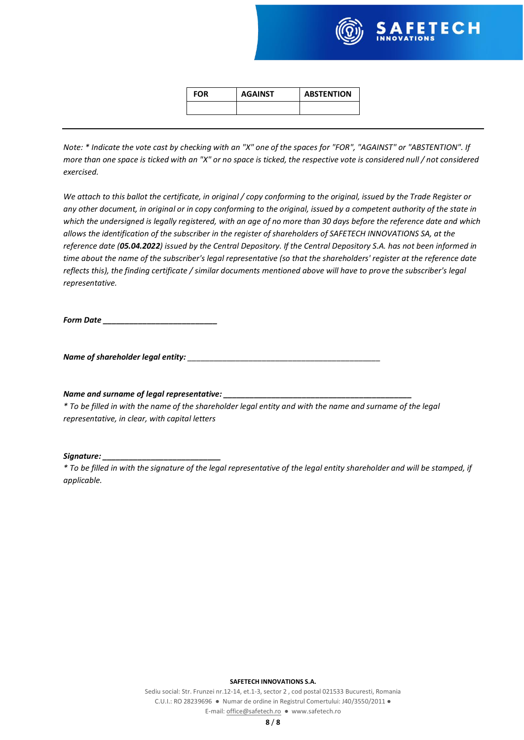| FOR | AGAINST | ABSTENTION |
| --- | --- | --- |
| | | |

---

*Note: * Indicate the vote cast by checking with an "X" one of the spaces for "FOR", "AGAINST" or "ABSTENTION". If more than one space is ticked with an "X" or no space is ticked, the respective vote is considered null / not considered exercised.*

*We attach to this ballot the certificate, in original / copy conforming to the original, issued by the Trade Register or any other document, in original or in copy conforming to the original, issued by a competent authority of the state in which the undersigned is legally registered, with an age of no more than 30 days before the reference date and which allows the identification of the subscriber in the register of shareholders of SAFETECH INNOVATIONS SA, at the reference date (**05.04.2022**) issued by the Central Depository. If the Central Depository S.A. has not been informed in time about the name of the subscriber's legal representative (so that the shareholders' register at the reference date reflects this), the finding certificate / similar documents mentioned above will have to prove the subscriber's legal representative.*

***Form Date ___________________________***

***Name of shareholder legal entity:*** _____________________________________________

***Name and surname of legal representative: ____________________________________________***

*\* To be filled in with the name of the shareholder legal entity and with the name and surname of the legal representative, in clear, with capital letters*

***Signature: ___________________________***

*\* To be filled in with the signature of the legal representative of the legal entity shareholder and will be stamped, if applicable.*

**SAFETECH INNOVATIONS S.A.**

Sediu social: Str. Frunzei nr.12-14, et.1-3, sector 2 , cod postal 021533 Bucuresti, Romania
C.U.I.: RO 28239696 ● Numar de ordine in Registrul Comertului: J40/3550/2011 ●
E-mail: office@safetech.ro ● www.safetech.ro